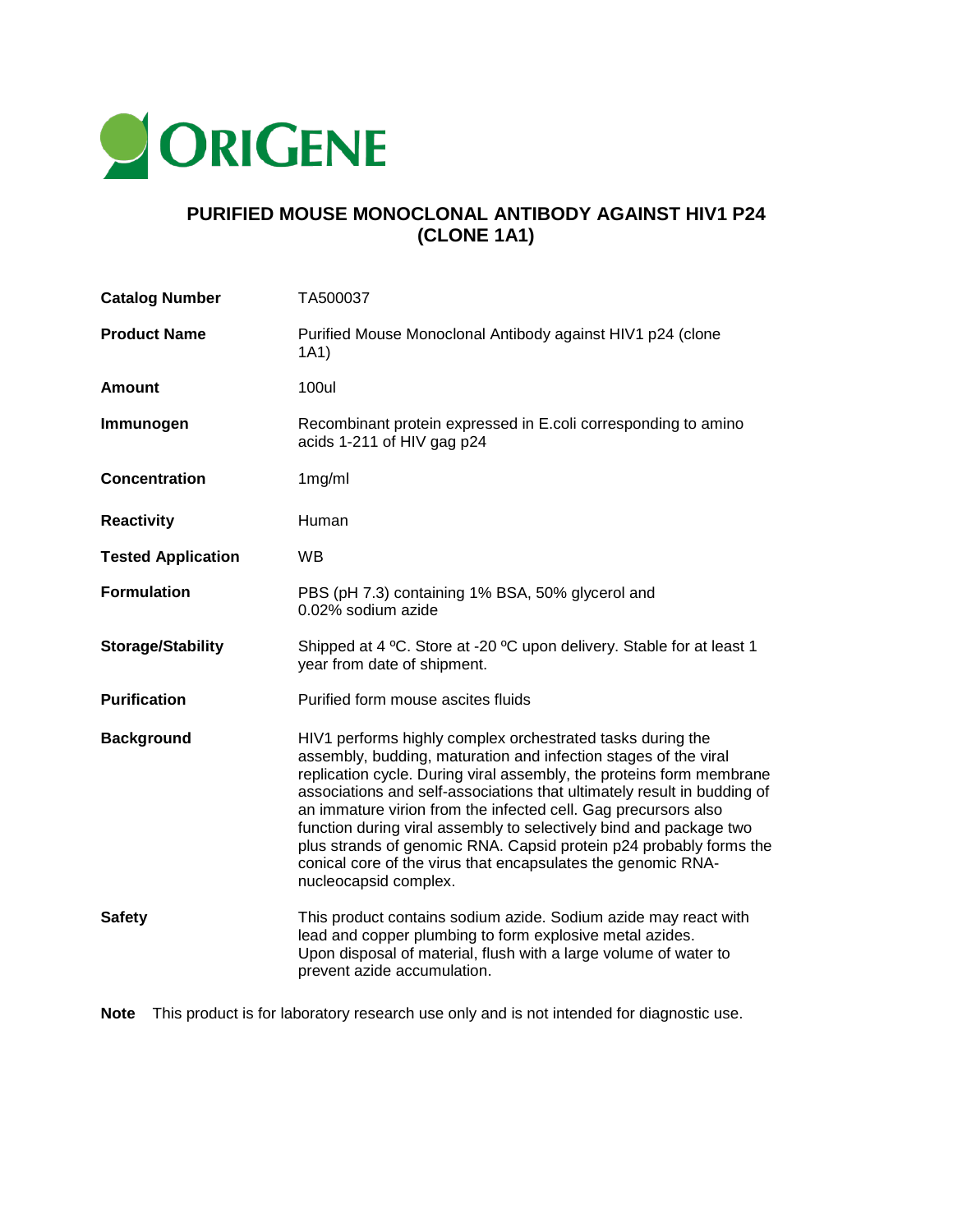ORIGENE

# PURIFIED MOUSE MONOCLONAL ANTIBODY AGAINST HIV1 P24 (CLONE 1A1)

| | |
|---|---|
| **Catalog Number** | TA500037 |
| **Product Name** | Purified Mouse Monoclonal Antibody against HIV1 p24 (clone 1A1) |
| **Amount** | 100ul |
| **Immunogen** | Recombinant protein expressed in E.coli corresponding to amino acids 1-211 of HIV gag p24 |
| **Concentration** | 1mg/ml |
| **Reactivity** | Human |
| **Tested Application** | WB |
| **Formulation** | PBS (pH 7.3) containing 1% BSA, 50% glycerol and 0.02% sodium azide |
| **Storage/Stability** | Shipped at 4 ºC. Store at -20 ºC upon delivery. Stable for at least 1 year from date of shipment. |
| **Purification** | Purified form mouse ascites fluids |
| **Background** | HIV1 performs highly complex orchestrated tasks during the assembly, budding, maturation and infection stages of the viral replication cycle. During viral assembly, the proteins form membrane associations and self-associations that ultimately result in budding of an immature virion from the infected cell. Gag precursors also function during viral assembly to selectively bind and package two plus strands of genomic RNA. Capsid protein p24 probably forms the conical core of the virus that encapsulates the genomic RNA-nucleocapsid complex. |
| **Safety** | This product contains sodium azide. Sodium azide may react with lead and copper plumbing to form explosive metal azides. Upon disposal of material, flush with a large volume of water to prevent azide accumulation. |

**Note** This product is for laboratory research use only and is not intended for diagnostic use.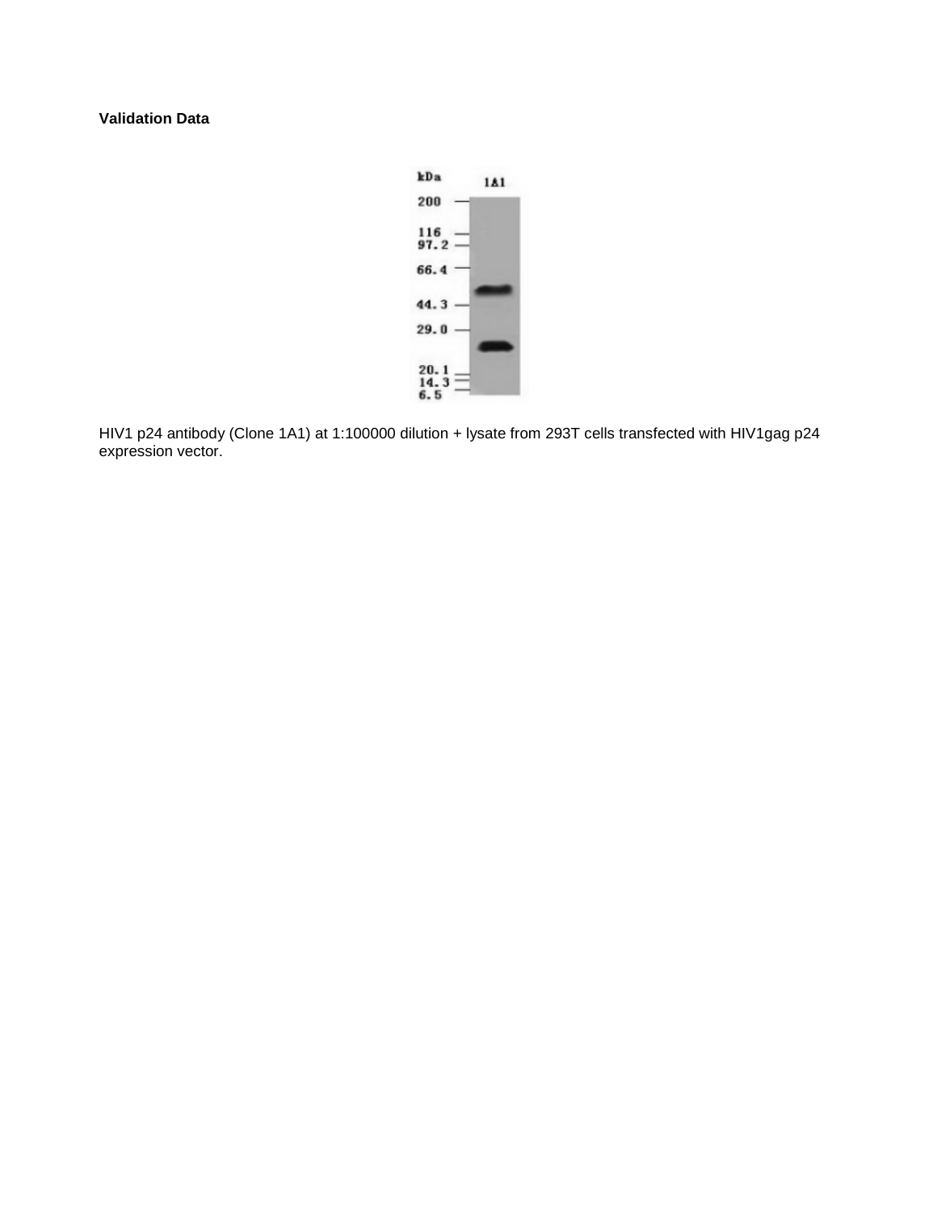**Validation Data**

kDa
1A1
200
116
97.2
66.4
44.3
29.0
20.1
14.3
6.5

HIV1 p24 antibody (Clone 1A1) at 1:100000 dilution + lysate from 293T cells transfected with HIV1gag p24 expression vector.